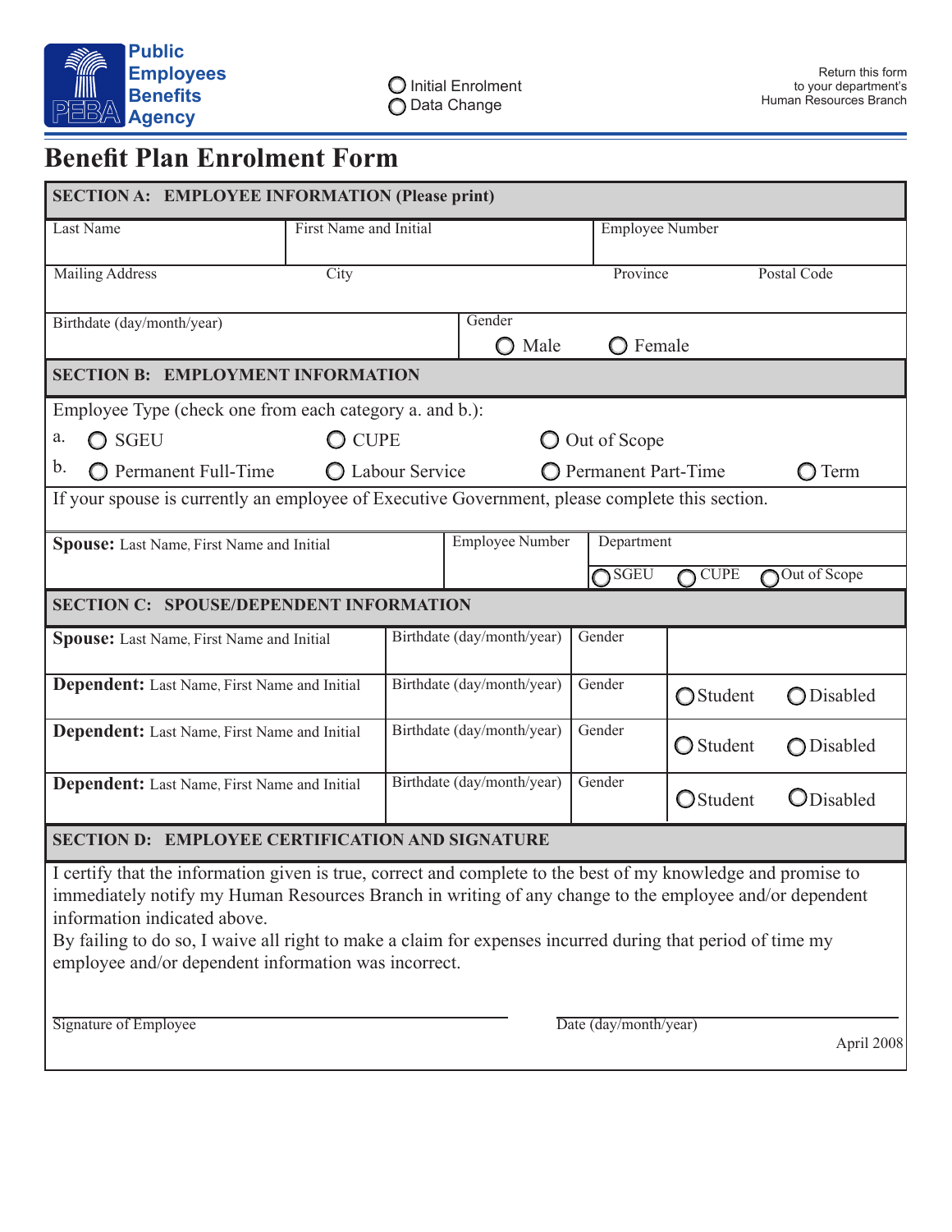Public Employees Benefits Agency

○ Initial Enrolment
○ Data Change

Return this form to your department's Human Resources Branch

# Benefit Plan Enrolment Form

## SECTION A: EMPLOYEE INFORMATION (Please print)

| Last Name | First Name and Initial | Employee Number | |
|---|---|---|---|
| Mailing Address | City | Province | Postal Code |
| Birthdate (day/month/year) | Gender ○ Male ○ Female | | |

## SECTION B: EMPLOYMENT INFORMATION

Employee Type (check one from each category a. and b.):

a. ○ SGEU ○ CUPE ○ Out of Scope

b. ○ Permanent Full-Time ○ Labour Service ○ Permanent Part-Time ○ Term

If your spouse is currently an employee of Executive Government, please complete this section.

| **Spouse:** Last Name, First Name and Initial | Employee Number | Department |
|---|---|---|
| | | ○ SGEU ○ CUPE ○ Out of Scope |

## SECTION C: SPOUSE/DEPENDENT INFORMATION

| Name | Birthdate (day/month/year) | Gender | | |
|---|---|---|---|---|
| **Spouse:** Last Name, First Name and Initial | Birthdate (day/month/year) | Gender | | |
| **Dependent:** Last Name, First Name and Initial | Birthdate (day/month/year) | Gender | ○ Student | ○ Disabled |
| **Dependent:** Last Name, First Name and Initial | Birthdate (day/month/year) | Gender | ○ Student | ○ Disabled |
| **Dependent:** Last Name, First Name and Initial | Birthdate (day/month/year) | Gender | ○ Student | ○ Disabled |

## SECTION D: EMPLOYEE CERTIFICATION AND SIGNATURE

I certify that the information given is true, correct and complete to the best of my knowledge and promise to immediately notify my Human Resources Branch in writing of any change to the employee and/or dependent information indicated above.

By failing to do so, I waive all right to make a claim for expenses incurred during that period of time my employee and/or dependent information was incorrect.

Signature of Employee ______________________ Date (day/month/year) ______________________

April 2008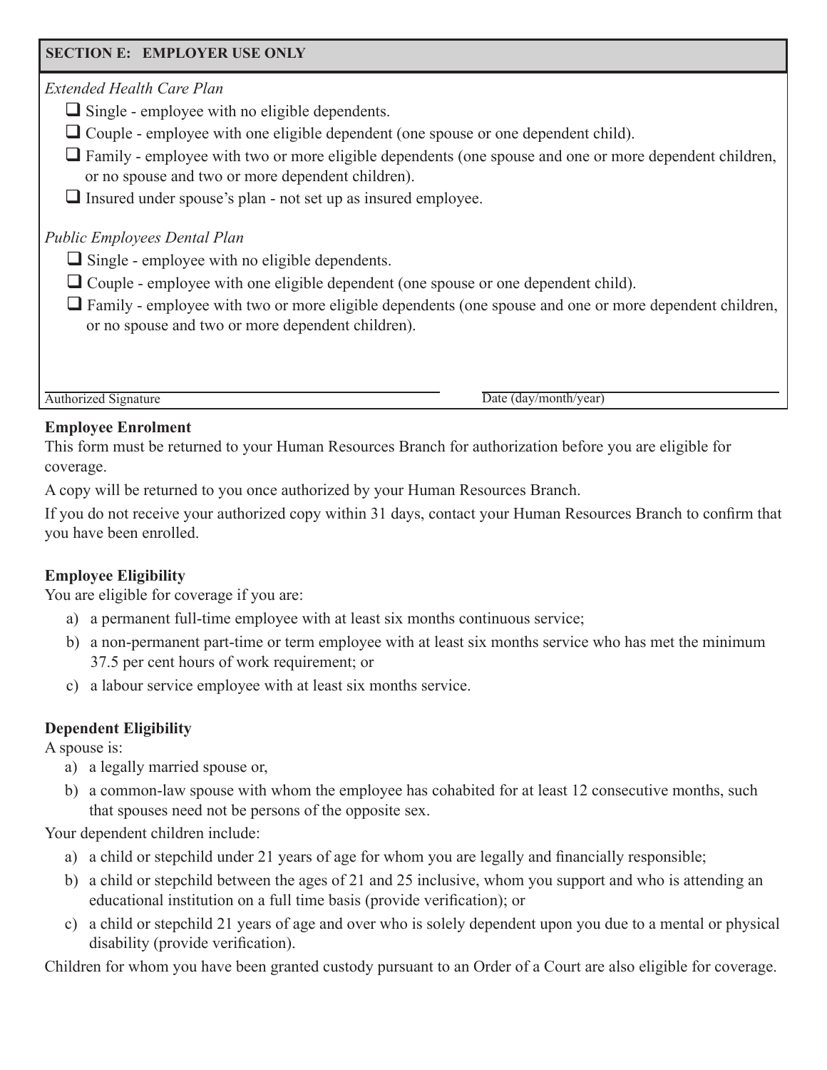## SECTION E: EMPLOYER USE ONLY

*Extended Health Care Plan*

- ☐ Single - employee with no eligible dependents.
- ☐ Couple - employee with one eligible dependent (one spouse or one dependent child).
- ☐ Family - employee with two or more eligible dependents (one spouse and one or more dependent children, or no spouse and two or more dependent children).
- ☐ Insured under spouse's plan - not set up as insured employee.

*Public Employees Dental Plan*

- ☐ Single - employee with no eligible dependents.
- ☐ Couple - employee with one eligible dependent (one spouse or one dependent child).
- ☐ Family - employee with two or more eligible dependents (one spouse and one or more dependent children, or no spouse and two or more dependent children).

Authorized Signature ______________________ Date (day/month/year) ______________________

**Employee Enrolment**

This form must be returned to your Human Resources Branch for authorization before you are eligible for coverage.

A copy will be returned to you once authorized by your Human Resources Branch.

If you do not receive your authorized copy within 31 days, contact your Human Resources Branch to confirm that you have been enrolled.

**Employee Eligibility**

You are eligible for coverage if you are:

a) a permanent full-time employee with at least six months continuous service;

b) a non-permanent part-time or term employee with at least six months service who has met the minimum 37.5 per cent hours of work requirement; or

c) a labour service employee with at least six months service.

**Dependent Eligibility**

A spouse is:

a) a legally married spouse or,

b) a common-law spouse with whom the employee has cohabited for at least 12 consecutive months, such that spouses need not be persons of the opposite sex.

Your dependent children include:

a) a child or stepchild under 21 years of age for whom you are legally and financially responsible;

b) a child or stepchild between the ages of 21 and 25 inclusive, whom you support and who is attending an educational institution on a full time basis (provide verification); or

c) a child or stepchild 21 years of age and over who is solely dependent upon you due to a mental or physical disability (provide verification).

Children for whom you have been granted custody pursuant to an Order of a Court are also eligible for coverage.